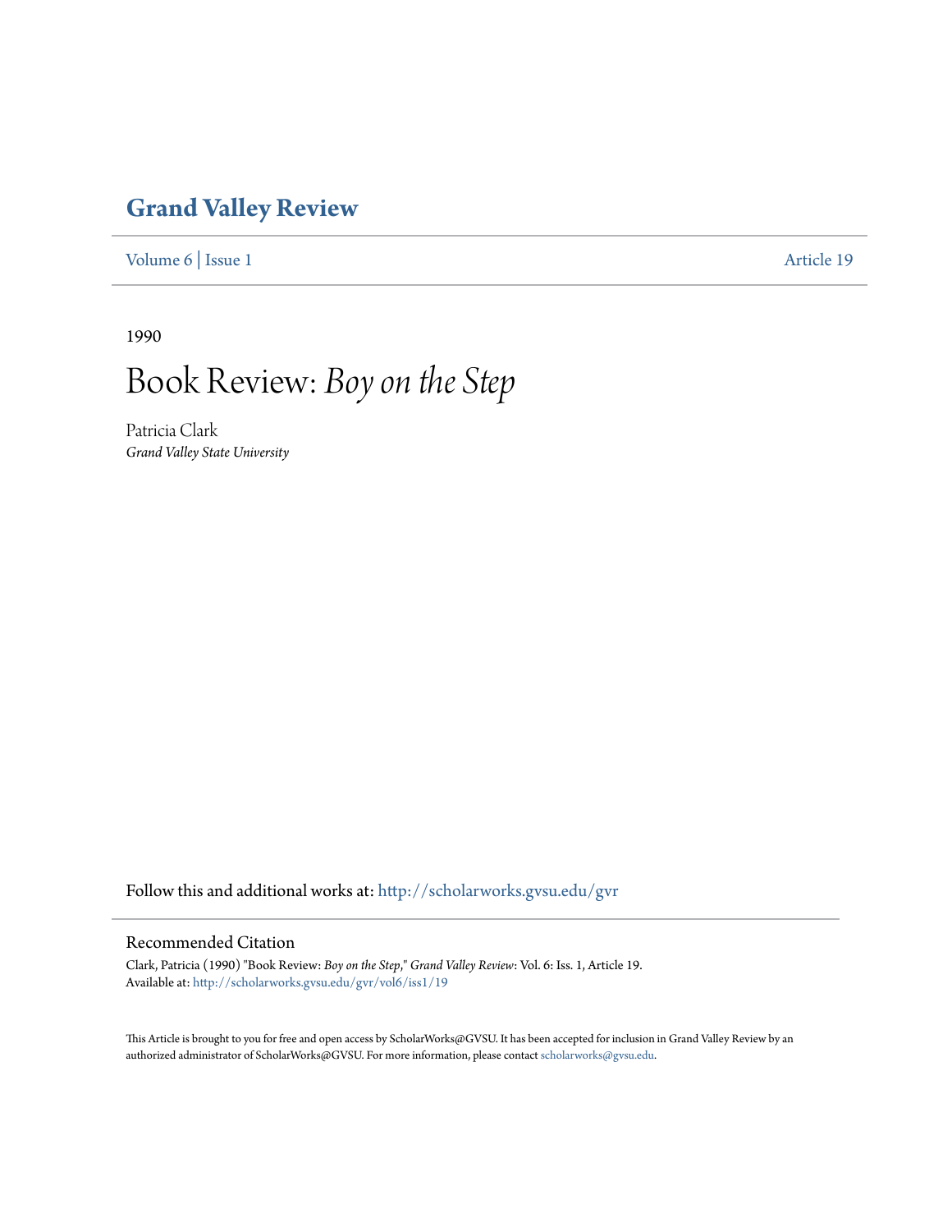# Grand Valley Review

Volume 6 | Issue 1 Article 19

1990

# Book Review: *Boy on the Step*

Patricia Clark
*Grand Valley State University*

Follow this and additional works at: http://scholarworks.gvsu.edu/gvr

## Recommended Citation

Clark, Patricia (1990) "Book Review: *Boy on the Step*," *Grand Valley Review*: Vol. 6: Iss. 1, Article 19.
Available at: http://scholarworks.gvsu.edu/gvr/vol6/iss1/19

This Article is brought to you for free and open access by ScholarWorks@GVSU. It has been accepted for inclusion in Grand Valley Review by an authorized administrator of ScholarWorks@GVSU. For more information, please contact scholarworks@gvsu.edu.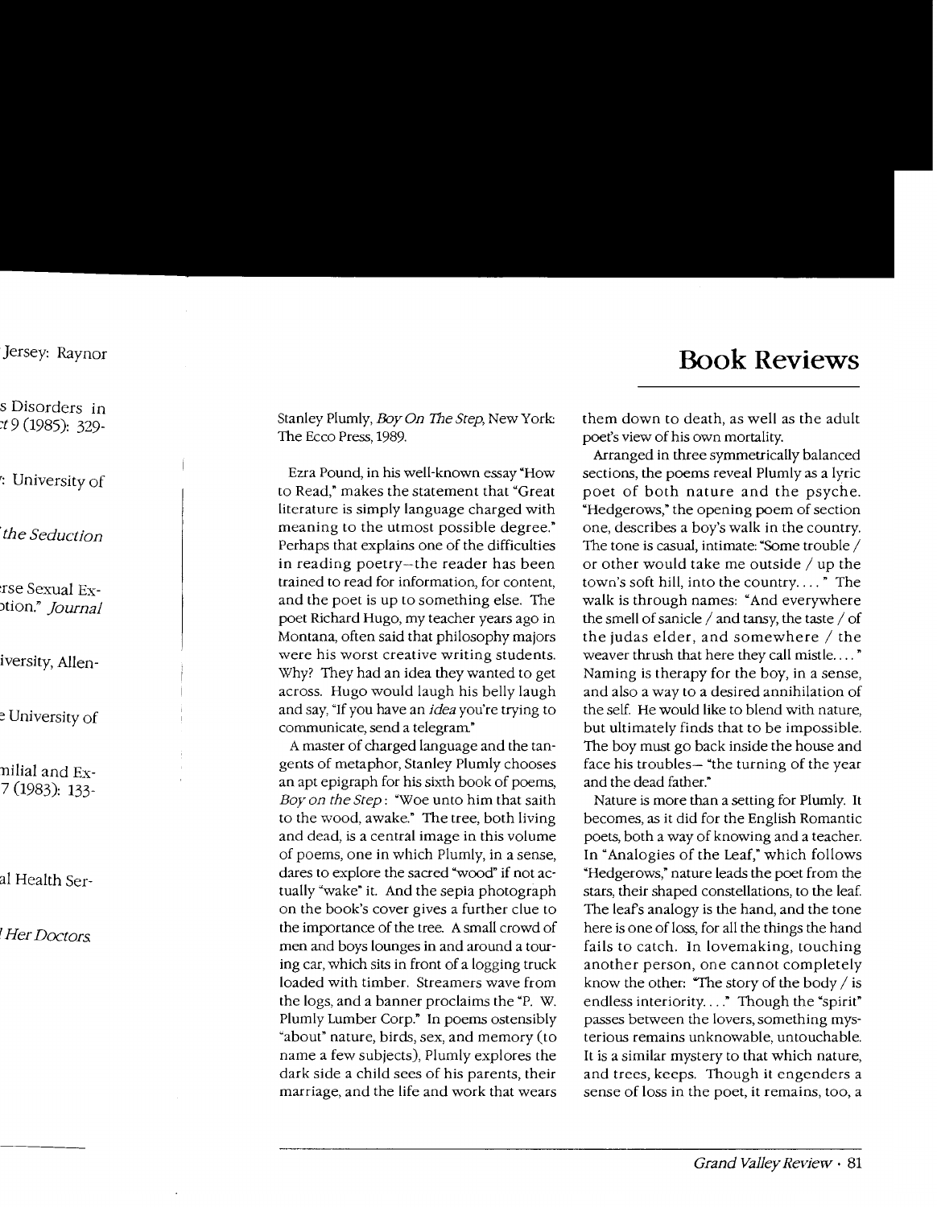# Book Reviews

Stanley Plumly, *Boy On The Step*, New York: The Ecco Press, 1989.

Ezra Pound, in his well-known essay "How to Read," makes the statement that "Great literature is simply language charged with meaning to the utmost possible degree." Perhaps that explains one of the difficulties in reading poetry—the reader has been trained to read for information, for content, and the poet is up to something else. The poet Richard Hugo, my teacher years ago in Montana, often said that philosophy majors were his worst creative writing students. Why? They had an idea they wanted to get across. Hugo would laugh his belly laugh and say, "If you have an *idea* you're trying to communicate, send a telegram."

A master of charged language and the tangents of metaphor, Stanley Plumly chooses an apt epigraph for his sixth book of poems, *Boy on the Step*: "Woe unto him that saith to the wood, awake." The tree, both living and dead, is a central image in this volume of poems, one in which Plumly, in a sense, dares to explore the sacred "wood" if not actually "wake" it. And the sepia photograph on the book's cover gives a further clue to the importance of the tree. A small crowd of men and boys lounges in and around a touring car, which sits in front of a logging truck loaded with timber. Streamers wave from the logs, and a banner proclaims the "P. W. Plumly Lumber Corp." In poems ostensibly "about" nature, birds, sex, and memory (to name a few subjects), Plumly explores the dark side a child sees of his parents, their marriage, and the life and work that wears them down to death, as well as the adult poet's view of his own mortality.

Arranged in three symmetrically balanced sections, the poems reveal Plumly as a lyric poet of both nature and the psyche. "Hedgerows," the opening poem of section one, describes a boy's walk in the country. The tone is casual, intimate: "Some trouble / or other would take me outside / up the town's soft hill, into the country. . . . " The walk is through names: "And everywhere the smell of sanicle / and tansy, the taste / of the judas elder, and somewhere / the weaver thrush that here they call mistle. . . . " Naming is therapy for the boy, in a sense, and also a way to a desired annihilation of the self. He would like to blend with nature, but ultimately finds that to be impossible. The boy must go back inside the house and face his troubles— "the turning of the year and the dead father."

Nature is more than a setting for Plumly. It becomes, as it did for the English Romantic poets, both a way of knowing and a teacher. In "Analogies of the Leaf," which follows "Hedgerows," nature leads the poet from the stars, their shaped constellations, to the leaf. The leaf's analogy is the hand, and the tone here is one of loss, for all the things the hand fails to catch. In lovemaking, touching another person, one cannot completely know the other: "The story of the body / is endless interiority. . . ." Though the "spirit" passes between the lovers, something mysterious remains unknowable, untouchable. It is a similar mystery to that which nature, and trees, keeps. Though it engenders a sense of loss in the poet, it remains, too, a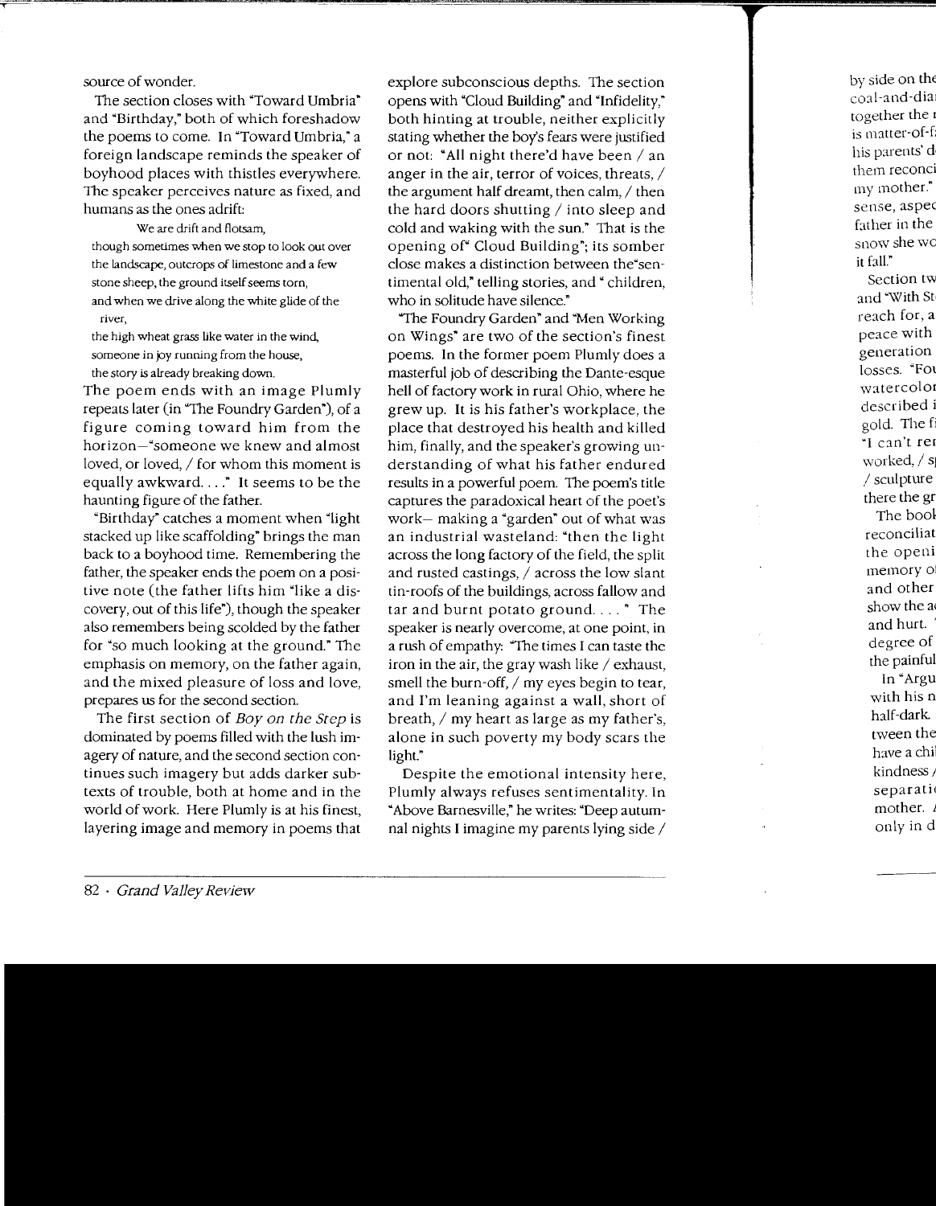source of wonder.

The section closes with "Toward Umbria" and "Birthday," both of which foreshadow the poems to come. In "Toward Umbria," a foreign landscape reminds the speaker of boyhood places with thistles everywhere. The speaker perceives nature as fixed, and humans as the ones adrift:

> We are drift and flotsam,
> though sometimes when we stop to look out over
> the landscape, outcrops of limestone and a few
> stone sheep, the ground itself seems torn,
> and when we drive along the white glide of the river,
> the high wheat grass like water in the wind,
> someone in joy running from the house,
> the story is already breaking down.

The poem ends with an image Plumly repeats later (in "The Foundry Garden"), of a figure coming toward him from the horizon—"someone we knew and almost loved, or loved, / for whom this moment is equally awkward. . . ." It seems to be the haunting figure of the father.

"Birthday" catches a moment when "light stacked up like scaffolding" brings the man back to a boyhood time. Remembering the father, the speaker ends the poem on a positive note (the father lifts him "like a discovery, out of this life"), though the speaker also remembers being scolded by the father for "so much looking at the ground." The emphasis on memory, on the father again, and the mixed pleasure of loss and love, prepares us for the second section.

The first section of *Boy on the Step* is dominated by poems filled with the lush imagery of nature, and the second section continues such imagery but adds darker subtexts of trouble, both at home and in the world of work. Here Plumly is at his finest, layering image and memory in poems that explore subconscious depths. The section opens with "Cloud Building" and "Infidelity," both hinting at trouble, neither explicitly stating whether the boy's fears were justified or not: "All night there'd have been / an anger in the air, terror of voices, threats, / the argument half dreamt, then calm, / then the hard doors shutting / into sleep and cold and waking with the sun." That is the opening of "Cloud Building"; its somber close makes a distinction between the "sentimental old," telling stories, and "children, who in solitude have silence."

"The Foundry Garden" and "Men Working on Wings" are two of the section's finest poems. In the former poem Plumly does a masterful job of describing the Dante-esque hell of factory work in rural Ohio, where he grew up. It is his father's workplace, the place that destroyed his health and killed him, finally, and the speaker's growing understanding of what his father endured results in a powerful poem. The poem's title captures the paradoxical heart of the poet's work— making a "garden" out of what was an industrial wasteland: "then the light across the long factory of the field, the split and rusted castings, / across the low slant tin-roofs of the buildings, across fallow and tar and burnt potato ground. . . ." The speaker is nearly overcome, at one point, in a rush of empathy: "The times I can taste the iron in the air, the gray wash like / exhaust, smell the burn-off, / my eyes begin to tear, and I'm leaning against a wall, short of breath, / my heart as large as my father's, alone in such poverty my body scars the light."

Despite the emotional intensity here, Plumly always refuses sentimentality. In "Above Barnesville," he writes: "Deep autumnal nights I imagine my parents lying side /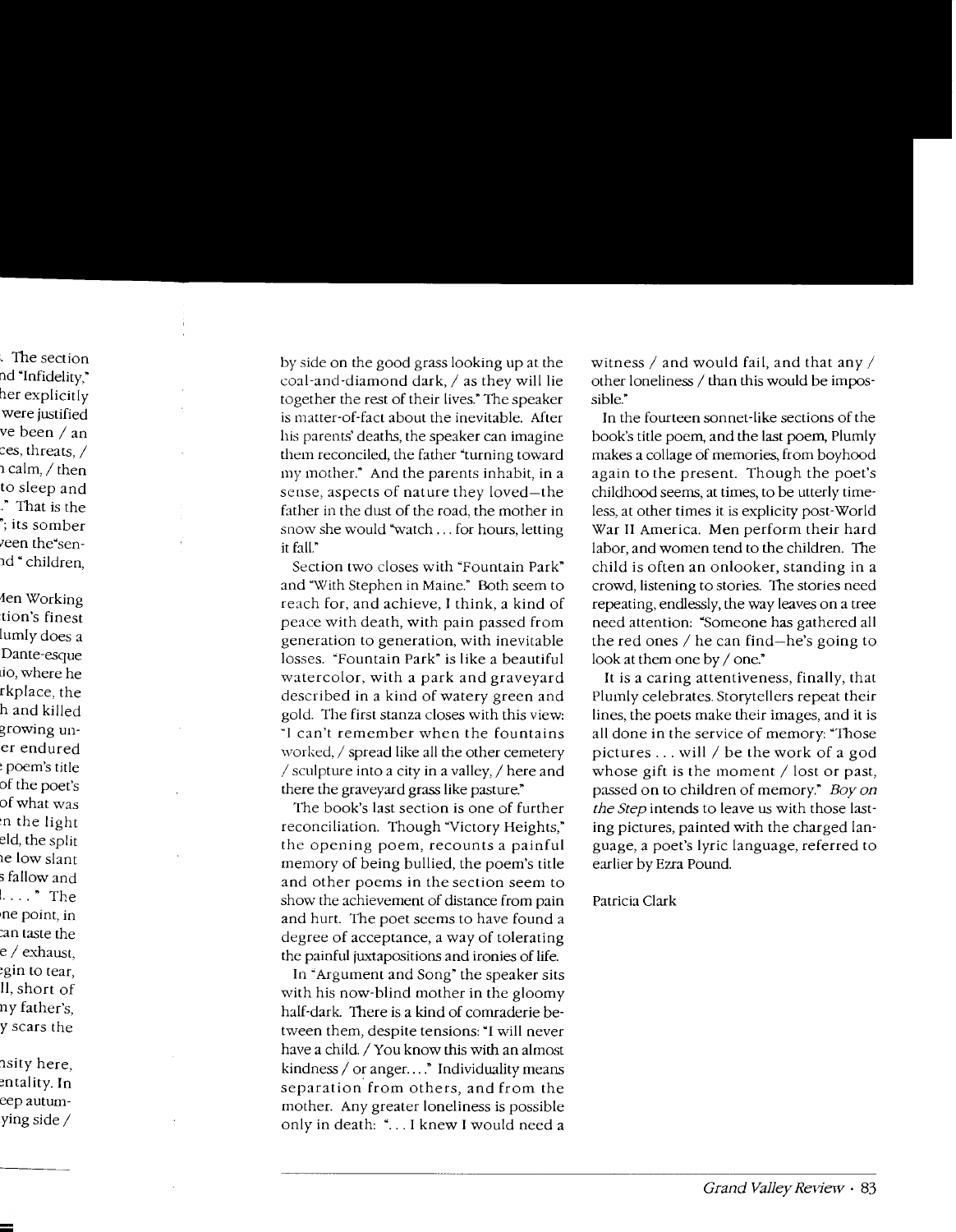. The section nd "Infidelity," her explicitly were justified ve been / an ces, threats, / n calm, / then to sleep and ." That is the "; its somber ween the "sen- nd " children,

Men Working tion's finest lumly does a Dante-esque io, where he rkplace, the h and killed growing un- er endured e poem's title of the poet's of what was en the light eld, the split he low slant s fallow and l. . . ." The one point, in can taste the e / exhaust, egin to tear, ll, short of my father's, y scars the

nsity here, entality. In eep autum- ying side /

by side on the good grass looking up at the coal-and-diamond dark, / as they will lie together the rest of their lives." The speaker is matter-of-fact about the inevitable. After his parents' deaths, the speaker can imagine them reconciled, the father "turning toward my mother." And the parents inhabit, in a sense, aspects of nature they loved—the father in the dust of the road, the mother in snow she would "watch . . . for hours, letting it fall."

Section two closes with "Fountain Park" and "With Stephen in Maine." Both seem to reach for, and achieve, I think, a kind of peace with death, with pain passed from generation to generation, with inevitable losses. "Fountain Park" is like a beautiful watercolor, with a park and graveyard described in a kind of watery green and gold. The first stanza closes with this view: "I can't remember when the fountains worked, / spread like all the other cemetery / sculpture into a city in a valley, / here and there the graveyard grass like pasture."

The book's last section is one of further reconciliation. Though "Victory Heights," the opening poem, recounts a painful memory of being bullied, the poem's title and other poems in the section seem to show the achievement of distance from pain and hurt. The poet seems to have found a degree of acceptance, a way of tolerating the painful juxtapositions and ironies of life.

In "Argument and Song" the speaker sits with his now-blind mother in the gloomy half-dark. There is a kind of comraderie between them, despite tensions: "I will never have a child. / You know this with an almost kindness / or anger. . . ." Individuality means separation from others, and from the mother. Any greater loneliness is possible only in death: ". . . I knew I would need a witness / and would fail, and that any / other loneliness / than this would be impossible."

In the fourteen sonnet-like sections of the book's title poem, and the last poem, Plumly makes a collage of memories, from boyhood again to the present. Though the poet's childhood seems, at times, to be utterly timeless, at other times it is explicity post-World War II America. Men perform their hard labor, and women tend to the children. The child is often an onlooker, standing in a crowd, listening to stories. The stories need repeating, endlessly, the way leaves on a tree need attention: "Someone has gathered all the red ones / he can find—he's going to look at them one by / one."

It is a caring attentiveness, finally, that Plumly celebrates. Storytellers repeat their lines, the poets make their images, and it is all done in the service of memory: "Those pictures . . . will / be the work of a god whose gift is the moment / lost or past, passed on to children of memory." *Boy on the Step* intends to leave us with those lasting pictures, painted with the charged language, a poet's lyric language, referred to earlier by Ezra Pound.

Patricia Clark